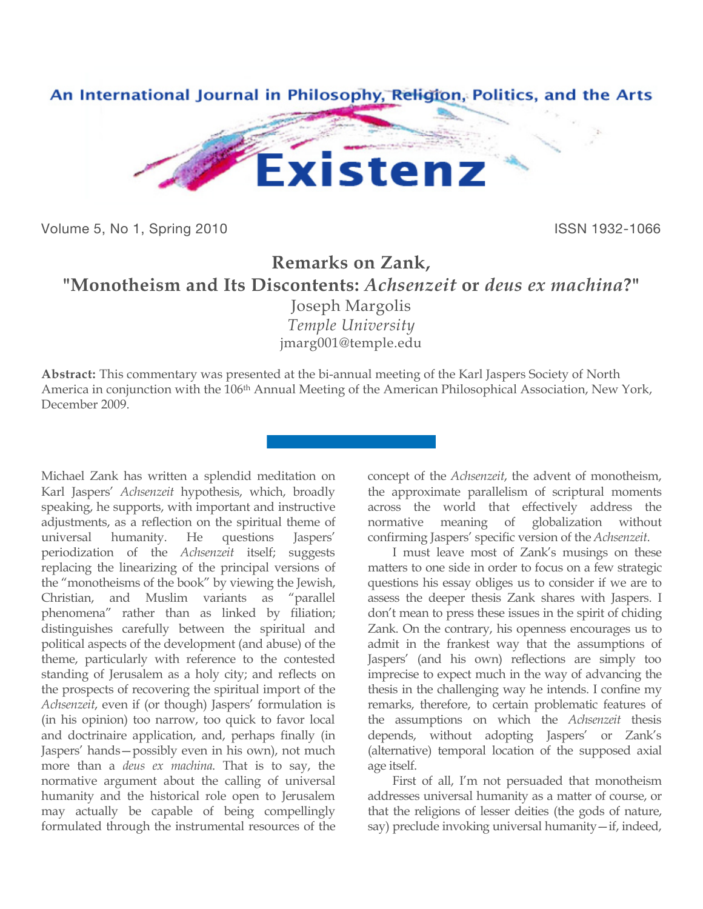# Remarks on Zank, "Monotheism and Its Discontents: *Achsenzeit* or *deus ex machina*?"

Joseph Margolis
*Temple University*
jmarg001@temple.edu

**Abstract:** This commentary was presented at the bi-annual meeting of the Karl Jaspers Society of North America in conjunction with the 106th Annual Meeting of the American Philosophical Association, New York, December 2009.

---

Michael Zank has written a splendid meditation on Karl Jaspers' *Achsenzeit* hypothesis, which, broadly speaking, he supports, with important and instructive adjustments, as a reflection on the spiritual theme of universal humanity. He questions Jaspers' periodization of the *Achsenzeit* itself; suggests replacing the linearizing of the principal versions of the "monotheisms of the book" by viewing the Jewish, Christian, and Muslim variants as "parallel phenomena" rather than as linked by filiation; distinguishes carefully between the spiritual and political aspects of the development (and abuse) of the theme, particularly with reference to the contested standing of Jerusalem as a holy city; and reflects on the prospects of recovering the spiritual import of the *Achsenzeit*, even if (or though) Jaspers' formulation is (in his opinion) too narrow, too quick to favor local and doctrinaire application, and, perhaps finally (in Jaspers' hands—possibly even in his own), not much more than a *deus ex machina*. That is to say, the normative argument about the calling of universal humanity and the historical role open to Jerusalem may actually be capable of being compellingly formulated through the instrumental resources of the concept of the *Achsenzeit*, the advent of monotheism, the approximate parallelism of scriptural moments across the world that effectively address the normative meaning of globalization without confirming Jaspers' specific version of the *Achsenzeit*.

I must leave most of Zank's musings on these matters to one side in order to focus on a few strategic questions his essay obliges us to consider if we are to assess the deeper thesis Zank shares with Jaspers. I don't mean to press these issues in the spirit of chiding Zank. On the contrary, his openness encourages us to admit in the frankest way that the assumptions of Jaspers' (and his own) reflections are simply too imprecise to expect much in the way of advancing the thesis in the challenging way he intends. I confine my remarks, therefore, to certain problematic features of the assumptions on which the *Achsenzeit* thesis depends, without adopting Jaspers' or Zank's (alternative) temporal location of the supposed axial age itself.

First of all, I'm not persuaded that monotheism addresses universal humanity as a matter of course, or that the religions of lesser deities (the gods of nature, say) preclude invoking universal humanity—if, indeed,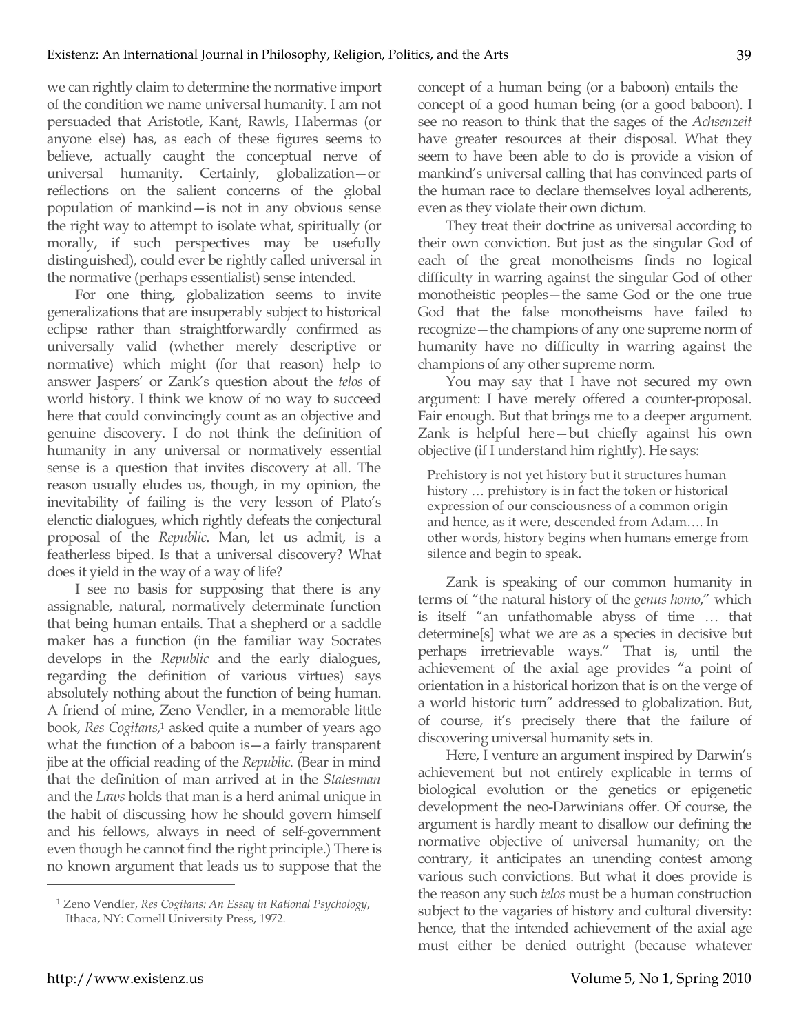we can rightly claim to determine the normative import of the condition we name universal humanity. I am not persuaded that Aristotle, Kant, Rawls, Habermas (or anyone else) has, as each of these figures seems to believe, actually caught the conceptual nerve of universal humanity. Certainly, globalization—or reflections on the salient concerns of the global population of mankind—is not in any obvious sense the right way to attempt to isolate what, spiritually (or morally, if such perspectives may be usefully distinguished), could ever be rightly called universal in the normative (perhaps essentialist) sense intended.

For one thing, globalization seems to invite generalizations that are insuperably subject to historical eclipse rather than straightforwardly confirmed as universally valid (whether merely descriptive or normative) which might (for that reason) help to answer Jaspers' or Zank's question about the *telos* of world history. I think we know of no way to succeed here that could convincingly count as an objective and genuine discovery. I do not think the definition of humanity in any universal or normatively essential sense is a question that invites discovery at all. The reason usually eludes us, though, in my opinion, the inevitability of failing is the very lesson of Plato's elenctic dialogues, which rightly defeats the conjectural proposal of the *Republic*. Man, let us admit, is a featherless biped. Is that a universal discovery? What does it yield in the way of a way of life?

I see no basis for supposing that there is any assignable, natural, normatively determinate function that being human entails. That a shepherd or a saddle maker has a function (in the familiar way Socrates develops in the *Republic* and the early dialogues, regarding the definition of various virtues) says absolutely nothing about the function of being human. A friend of mine, Zeno Vendler, in a memorable little book, *Res Cogitans*,[1] asked quite a number of years ago what the function of a baboon is—a fairly transparent jibe at the official reading of the *Republic*. (Bear in mind that the definition of man arrived at in the *Statesman* and the *Laws* holds that man is a herd animal unique in the habit of discussing how he should govern himself and his fellows, always in need of self-government even though he cannot find the right principle.) There is no known argument that leads us to suppose that the concept of a human being (or a baboon) entails the concept of a good human being (or a good baboon). I see no reason to think that the sages of the *Achsenzeit* have greater resources at their disposal. What they seem to have been able to do is provide a vision of mankind's universal calling that has convinced parts of the human race to declare themselves loyal adherents, even as they violate their own dictum.

They treat their doctrine as universal according to their own conviction. But just as the singular God of each of the great monotheisms finds no logical difficulty in warring against the singular God of other monotheistic peoples—the same God or the one true God that the false monotheisms have failed to recognize—the champions of any one supreme norm of humanity have no difficulty in warring against the champions of any other supreme norm.

You may say that I have not secured my own argument: I have merely offered a counter-proposal. Fair enough. But that brings me to a deeper argument. Zank is helpful here—but chiefly against his own objective (if I understand him rightly). He says:

> Prehistory is not yet history but it structures human history … prehistory is in fact the token or historical expression of our consciousness of a common origin and hence, as it were, descended from Adam…. In other words, history begins when humans emerge from silence and begin to speak.

Zank is speaking of our common humanity in terms of "the natural history of the *genus homo*," which is itself "an unfathomable abyss of time … that determine[s] what we are as a species in decisive but perhaps irretrievable ways." That is, until the achievement of the axial age provides "a point of orientation in a historical horizon that is on the verge of a world historic turn" addressed to globalization. But, of course, it's precisely there that the failure of discovering universal humanity sets in.

Here, I venture an argument inspired by Darwin's achievement but not entirely explicable in terms of biological evolution or the genetics or epigenetic development the neo-Darwinians offer. Of course, the argument is hardly meant to disallow our defining the normative objective of universal humanity; on the contrary, it anticipates an unending contest among various such convictions. But what it does provide is the reason any such *telos* must be a human construction subject to the vagaries of history and cultural diversity: hence, that the intended achievement of the axial age must either be denied outright (because whatever

[1] Zeno Vendler, *Res Cogitans: An Essay in Rational Psychology*, Ithaca, NY: Cornell University Press, 1972.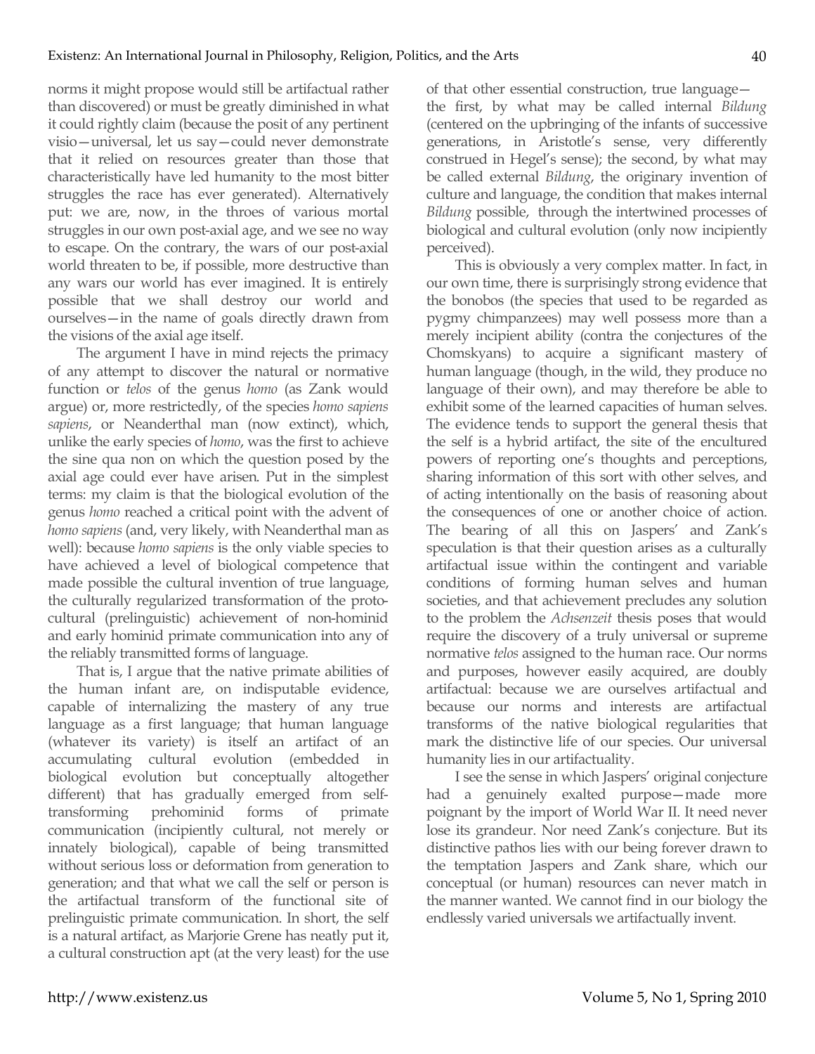norms it might propose would still be artifactual rather than discovered) or must be greatly diminished in what it could rightly claim (because the posit of any pertinent visio—universal, let us say—could never demonstrate that it relied on resources greater than those that characteristically have led humanity to the most bitter struggles the race has ever generated). Alternatively put: we are, now, in the throes of various mortal struggles in our own post-axial age, and we see no way to escape. On the contrary, the wars of our post-axial world threaten to be, if possible, more destructive than any wars our world has ever imagined. It is entirely possible that we shall destroy our world and ourselves—in the name of goals directly drawn from the visions of the axial age itself.

The argument I have in mind rejects the primacy of any attempt to discover the natural or normative function or *telos* of the genus *homo* (as Zank would argue) or, more restrictedly, of the species *homo sapiens sapiens*, or Neanderthal man (now extinct), which, unlike the early species of *homo*, was the first to achieve the sine qua non on which the question posed by the axial age could ever have arisen. Put in the simplest terms: my claim is that the biological evolution of the genus *homo* reached a critical point with the advent of *homo sapiens* (and, very likely, with Neanderthal man as well): because *homo sapiens* is the only viable species to have achieved a level of biological competence that made possible the cultural invention of true language, the culturally regularized transformation of the proto-cultural (prelinguistic) achievement of non-hominid and early hominid primate communication into any of the reliably transmitted forms of language.

That is, I argue that the native primate abilities of the human infant are, on indisputable evidence, capable of internalizing the mastery of any true language as a first language; that human language (whatever its variety) is itself an artifact of an accumulating cultural evolution (embedded in biological evolution but conceptually altogether different) that has gradually emerged from self-transforming prehominid forms of primate communication (incipiently cultural, not merely or innately biological), capable of being transmitted without serious loss or deformation from generation to generation; and that what we call the self or person is the artifactual transform of the functional site of prelinguistic primate communication. In short, the self is a natural artifact, as Marjorie Grene has neatly put it, a cultural construction apt (at the very least) for the use of that other essential construction, true language—the first, by what may be called internal *Bildung* (centered on the upbringing of the infants of successive generations, in Aristotle's sense, very differently construed in Hegel's sense); the second, by what may be called external *Bildung*, the originary invention of culture and language, the condition that makes internal *Bildung* possible, through the intertwined processes of biological and cultural evolution (only now incipiently perceived).

This is obviously a very complex matter. In fact, in our own time, there is surprisingly strong evidence that the bonobos (the species that used to be regarded as pygmy chimpanzees) may well possess more than a merely incipient ability (contra the conjectures of the Chomskyans) to acquire a significant mastery of human language (though, in the wild, they produce no language of their own), and may therefore be able to exhibit some of the learned capacities of human selves. The evidence tends to support the general thesis that the self is a hybrid artifact, the site of the encultured powers of reporting one's thoughts and perceptions, sharing information of this sort with other selves, and of acting intentionally on the basis of reasoning about the consequences of one or another choice of action. The bearing of all this on Jaspers' and Zank's speculation is that their question arises as a culturally artifactual issue within the contingent and variable conditions of forming human selves and human societies, and that achievement precludes any solution to the problem the *Achsenzeit* thesis poses that would require the discovery of a truly universal or supreme normative *telos* assigned to the human race. Our norms and purposes, however easily acquired, are doubly artifactual: because we are ourselves artifactual and because our norms and interests are artifactual transforms of the native biological regularities that mark the distinctive life of our species. Our universal humanity lies in our artifactuality.

I see the sense in which Jaspers' original conjecture had a genuinely exalted purpose—made more poignant by the import of World War II. It need never lose its grandeur. Nor need Zank's conjecture. But its distinctive pathos lies with our being forever drawn to the temptation Jaspers and Zank share, which our conceptual (or human) resources can never match in the manner wanted. We cannot find in our biology the endlessly varied universals we artifactually invent.